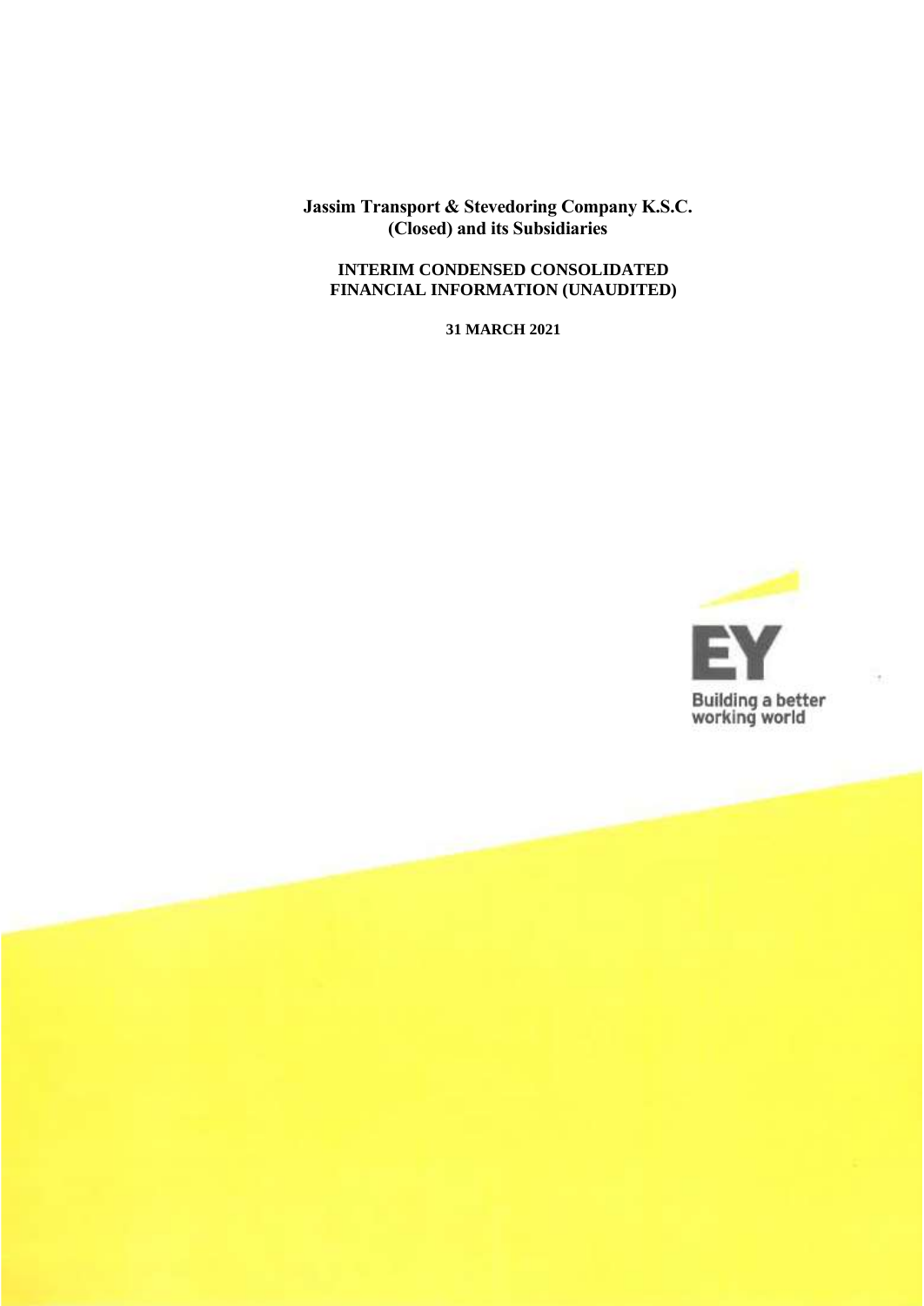**Jassim Transport & Stevedoring Company K.S.C. (Closed) and its Subsidiaries**

**INTERIM CONDENSED CONSOLIDATED FINANCIAL INFORMATION (UNAUDITED)**

**31 MARCH 2021**

EY

Building a better working world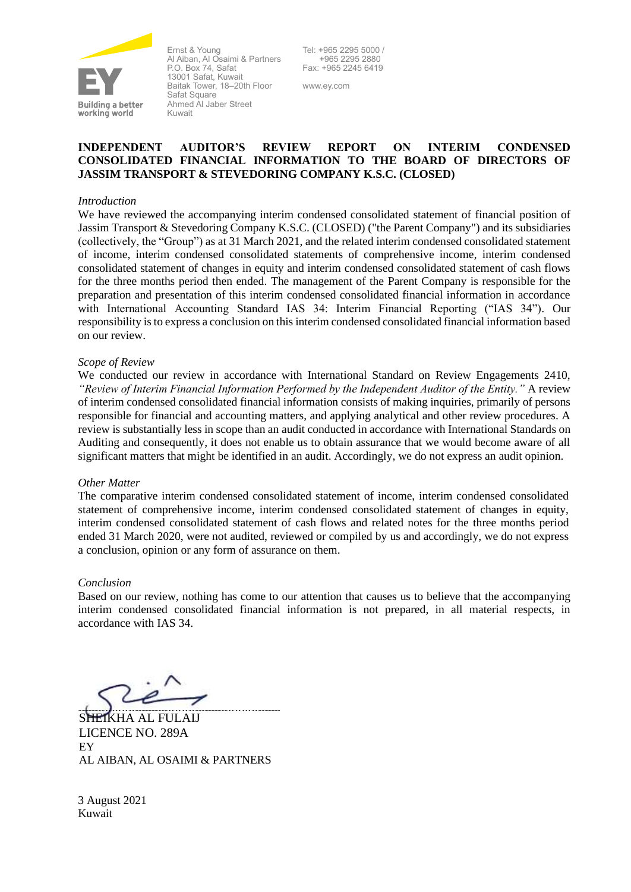Ernst & Young
Al Aiban, Al Osaimi & Partners
P.O. Box 74, Safat
13001 Safat, Kuwait
Baitak Tower, 18–20th Floor
Safat Square
Ahmed Al Jaber Street
Kuwait

Tel: +965 2295 5000 / +965 2295 2880
Fax: +965 2245 6419

www.ey.com

**INDEPENDENT AUDITOR'S REVIEW REPORT ON INTERIM CONDENSED CONSOLIDATED FINANCIAL INFORMATION TO THE BOARD OF DIRECTORS OF JASSIM TRANSPORT & STEVEDORING COMPANY K.S.C. (CLOSED)**

*Introduction*

We have reviewed the accompanying interim condensed consolidated statement of financial position of Jassim Transport & Stevedoring Company K.S.C. (CLOSED) ("the Parent Company") and its subsidiaries (collectively, the "Group") as at 31 March 2021, and the related interim condensed consolidated statement of income, interim condensed consolidated statements of comprehensive income, interim condensed consolidated statement of changes in equity and interim condensed consolidated statement of cash flows for the three months period then ended. The management of the Parent Company is responsible for the preparation and presentation of this interim condensed consolidated financial information in accordance with International Accounting Standard IAS 34: Interim Financial Reporting ("IAS 34"). Our responsibility is to express a conclusion on this interim condensed consolidated financial information based on our review.

*Scope of Review*

We conducted our review in accordance with International Standard on Review Engagements 2410, *"Review of Interim Financial Information Performed by the Independent Auditor of the Entity."* A review of interim condensed consolidated financial information consists of making inquiries, primarily of persons responsible for financial and accounting matters, and applying analytical and other review procedures. A review is substantially less in scope than an audit conducted in accordance with International Standards on Auditing and consequently, it does not enable us to obtain assurance that we would become aware of all significant matters that might be identified in an audit. Accordingly, we do not express an audit opinion.

*Other Matter*

The comparative interim condensed consolidated statement of income, interim condensed consolidated statement of comprehensive income, interim condensed consolidated statement of changes in equity, interim condensed consolidated statement of cash flows and related notes for the three months period ended 31 March 2020, were not audited, reviewed or compiled by us and accordingly, we do not express a conclusion, opinion or any form of assurance on them.

*Conclusion*

Based on our review, nothing has come to our attention that causes us to believe that the accompanying interim condensed consolidated financial information is not prepared, in all material respects, in accordance with IAS 34.

SHEIKHA AL FULAIJ
LICENCE NO. 289A
EY
AL AIBAN, AL OSAIMI & PARTNERS

3 August 2021
Kuwait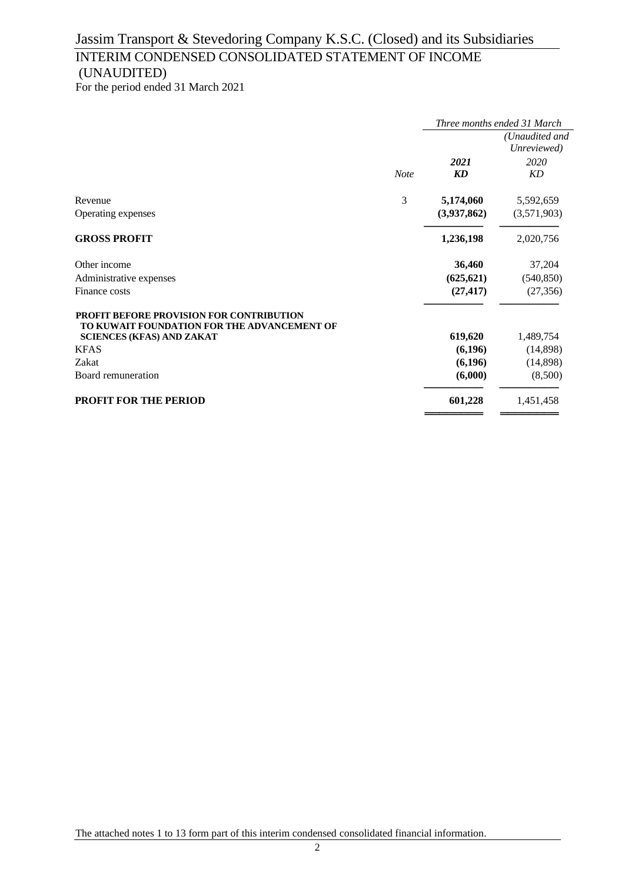# Jassim Transport & Stevedoring Company K.S.C. (Closed) and its Subsidiaries

## INTERIM CONDENSED CONSOLIDATED STATEMENT OF INCOME (UNAUDITED)

For the period ended 31 March 2021

| | | *Three months ended 31 March* | |
|---|---|---|---|
| | | | *(Unaudited and Unreviewed)* |
| | *Note* | ***2021*** ***KD*** | *2020* *KD* |
| Revenue | 3 | **5,174,060** | 5,592,659 |
| Operating expenses | | **(3,937,862)** | (3,571,903) |
| **GROSS PROFIT** | | **1,236,198** | 2,020,756 |
| Other income | | **36,460** | 37,204 |
| Administrative expenses | | **(625,621)** | (540,850) |
| Finance costs | | **(27,417)** | (27,356) |
| **PROFIT BEFORE PROVISION FOR CONTRIBUTION TO KUWAIT FOUNDATION FOR THE ADVANCEMENT OF SCIENCES (KFAS) AND ZAKAT** | | **619,620** | 1,489,754 |
| KFAS | | **(6,196)** | (14,898) |
| Zakat | | **(6,196)** | (14,898) |
| Board remuneration | | **(6,000)** | (8,500) |
| **PROFIT FOR THE PERIOD** | | **601,228** | 1,451,458 |

The attached notes 1 to 13 form part of this interim condensed consolidated financial information.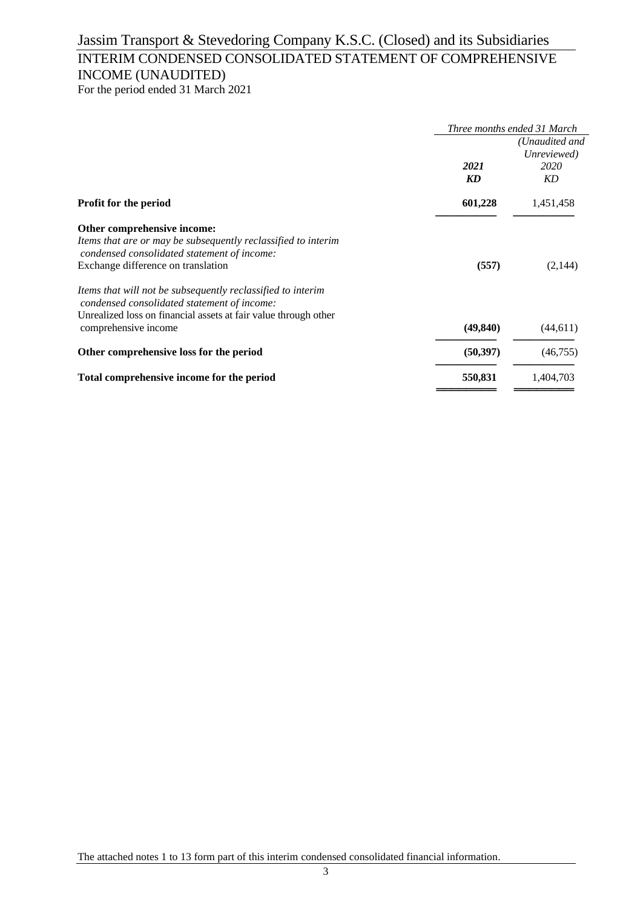# Jassim Transport & Stevedoring Company K.S.C. (Closed) and its Subsidiaries

## INTERIM CONDENSED CONSOLIDATED STATEMENT OF COMPREHENSIVE INCOME (UNAUDITED)

For the period ended 31 March 2021

| | *Three months ended 31 March* | |
|---|---|---|
| | | *(Unaudited and Unreviewed)* |
| | ***2021*** | *2020* |
| | ***KD*** | *KD* |
| **Profit for the period** | **601,228** | 1,451,458 |
| **Other comprehensive income:** | | |
| *Items that are or may be subsequently reclassified to interim condensed consolidated statement of income:* | | |
| Exchange difference on translation | **(557)** | (2,144) |
| *Items that will not be subsequently reclassified to interim condensed consolidated statement of income:* | | |
| Unrealized loss on financial assets at fair value through other comprehensive income | **(49,840)** | (44,611) |
| **Other comprehensive loss for the period** | **(50,397)** | (46,755) |
| **Total comprehensive income for the period** | **550,831** | 1,404,703 |

The attached notes 1 to 13 form part of this interim condensed consolidated financial information.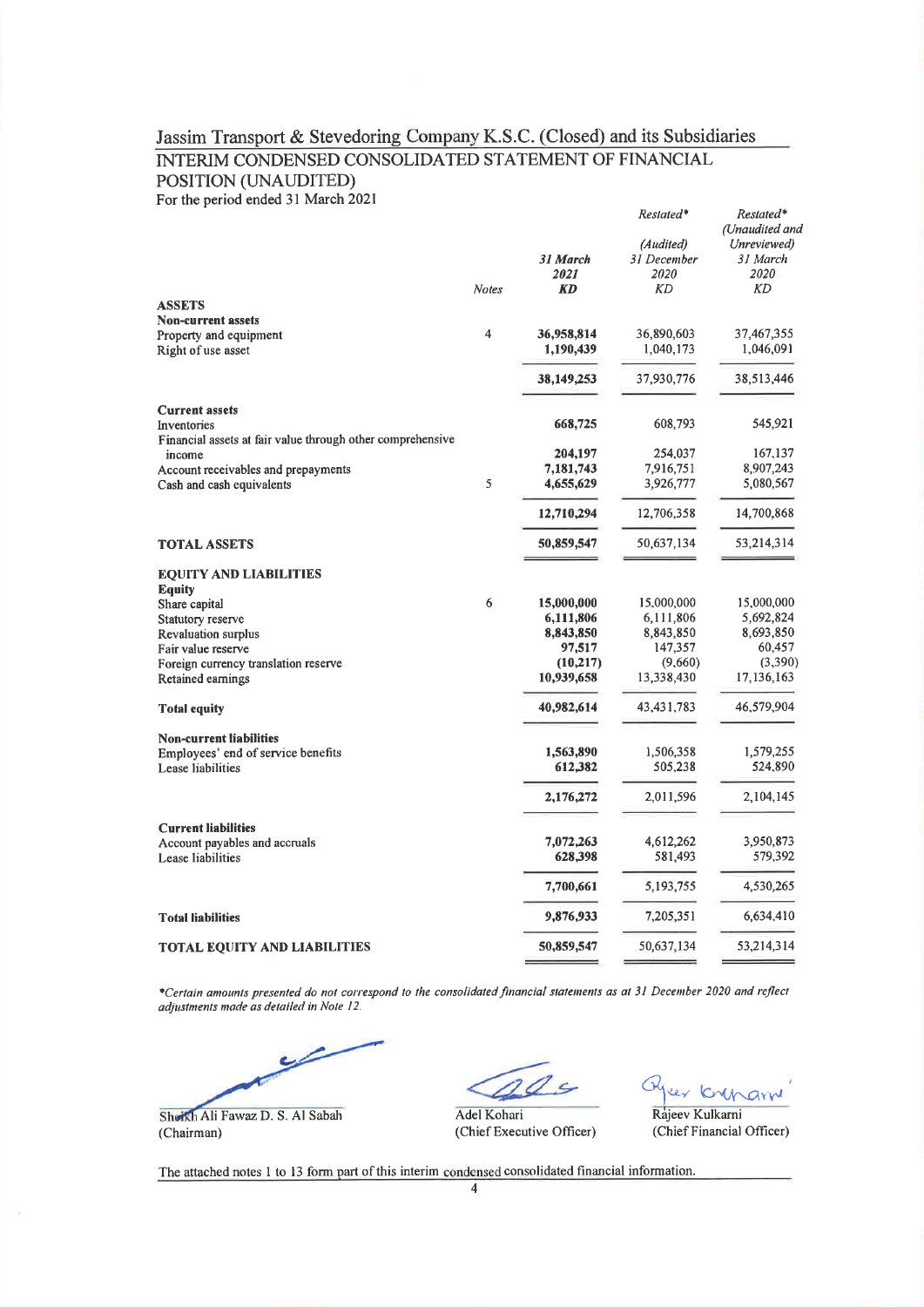# Jassim Transport & Stevedoring Company K.S.C. (Closed) and its Subsidiaries

## INTERIM CONDENSED CONSOLIDATED STATEMENT OF FINANCIAL POSITION (UNAUDITED)

For the period ended 31 March 2021

| | Notes | 31 March 2021 KD | Restated* (Audited) 31 December 2020 KD | Restated* (Unaudited and Unreviewed) 31 March 2020 KD |
|---|---|---|---|---|
| **ASSETS** | | | | |
| **Non-current assets** | | | | |
| Property and equipment | 4 | **36,958,814** | 36,890,603 | 37,467,355 |
| Right of use asset | | **1,190,439** | 1,040,173 | 1,046,091 |
| | | **38,149,253** | 37,930,776 | 38,513,446 |
| **Current assets** | | | | |
| Inventories | | **668,725** | 608,793 | 545,921 |
| Financial assets at fair value through other comprehensive income | | **204,197** | 254,037 | 167,137 |
| Account receivables and prepayments | | **7,181,743** | 7,916,751 | 8,907,243 |
| Cash and cash equivalents | 5 | **4,655,629** | 3,926,777 | 5,080,567 |
| | | **12,710,294** | 12,706,358 | 14,700,868 |
| **TOTAL ASSETS** | | **50,859,547** | 50,637,134 | 53,214,314 |
| **EQUITY AND LIABILITIES** | | | | |
| **Equity** | | | | |
| Share capital | 6 | **15,000,000** | 15,000,000 | 15,000,000 |
| Statutory reserve | | **6,111,806** | 6,111,806 | 5,692,824 |
| Revaluation surplus | | **8,843,850** | 8,843,850 | 8,693,850 |
| Fair value reserve | | **97,517** | 147,357 | 60,457 |
| Foreign currency translation reserve | | **(10,217)** | (9,660) | (3,390) |
| Retained earnings | | **10,939,658** | 13,338,430 | 17,136,163 |
| **Total equity** | | **40,982,614** | 43,431,783 | 46,579,904 |
| **Non-current liabilities** | | | | |
| Employees' end of service benefits | | **1,563,890** | 1,506,358 | 1,579,255 |
| Lease liabilities | | **612,382** | 505,238 | 524,890 |
| | | **2,176,272** | 2,011,596 | 2,104,145 |
| **Current liabilities** | | | | |
| Account payables and accruals | | **7,072,263** | 4,612,262 | 3,950,873 |
| Lease liabilities | | **628,398** | 581,493 | 579,392 |
| | | **7,700,661** | 5,193,755 | 4,530,265 |
| **Total liabilities** | | **9,876,933** | 7,205,351 | 6,634,410 |
| **TOTAL EQUITY AND LIABILITIES** | | **50,859,547** | 50,637,134 | 53,214,314 |

*\*Certain amounts presented do not correspond to the consolidated financial statements as at 31 December 2020 and reflect adjustments made as detailed in Note 12.*

| | | |
|---|---|---|
| Sheikh Ali Fawaz D. S. Al Sabah (Chairman) | Adel Kohari (Chief Executive Officer) | Rajeev Kulkarni (Chief Financial Officer) |

The attached notes 1 to 13 form part of this interim condensed consolidated financial information.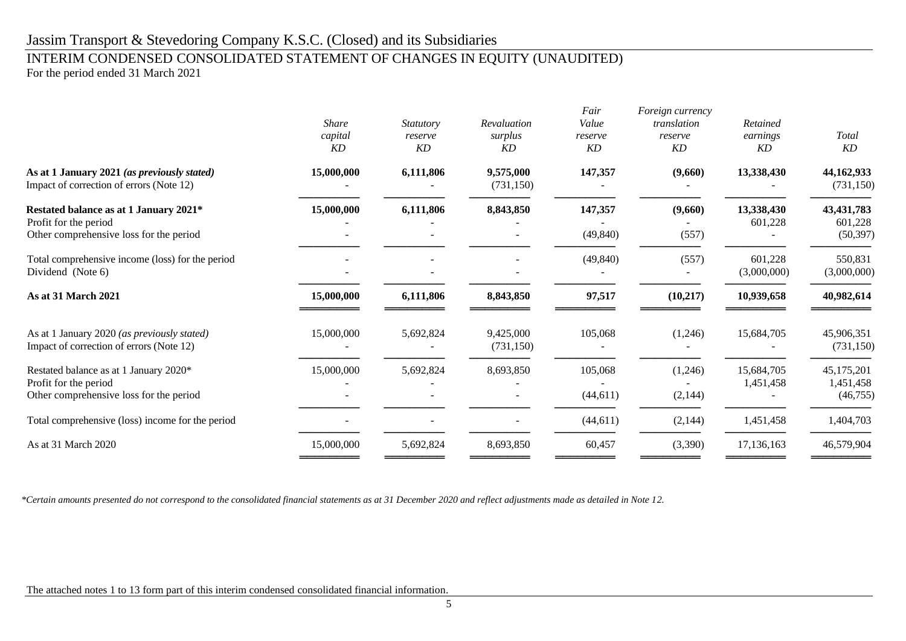# Jassim Transport & Stevedoring Company K.S.C. (Closed) and its Subsidiaries

## INTERIM CONDENSED CONSOLIDATED STATEMENT OF CHANGES IN EQUITY (UNAUDITED)

For the period ended 31 March 2021

| | *Share capital KD* | *Statutory reserve KD* | *Revaluation surplus KD* | *Fair Value reserve KD* | *Foreign currency translation reserve KD* | *Retained earnings KD* | *Total KD* |
|---|---|---|---|---|---|---|---|
| **As at 1 January 2021** ***(as previously stated)*** | **15,000,000** | **6,111,806** | **9,575,000** | **147,357** | **(9,660)** | **13,338,430** | **44,162,933** |
| Impact of correction of errors (Note 12) | - | - | (731,150) | - | - | - | (731,150) |
| **Restated balance as at 1 January 2021*** | **15,000,000** | **6,111,806** | **8,843,850** | **147,357** | **(9,660)** | **13,338,430** | **43,431,783** |
| Profit for the period | - | - | - | - | - | 601,228 | 601,228 |
| Other comprehensive loss for the period | - | - | - | (49,840) | (557) | - | (50,397) |
| Total comprehensive income (loss) for the period | - | - | - | (49,840) | (557) | 601,228 | 550,831 |
| Dividend (Note 6) | - | - | - | - | - | (3,000,000) | (3,000,000) |
| **As at 31 March 2021** | **15,000,000** | **6,111,806** | **8,843,850** | **97,517** | **(10,217)** | **10,939,658** | **40,982,614** |
| As at 1 January 2020 *(as previously stated)* | 15,000,000 | 5,692,824 | 9,425,000 | 105,068 | (1,246) | 15,684,705 | 45,906,351 |
| Impact of correction of errors (Note 12) | - | - | (731,150) | - | - | - | (731,150) |
| Restated balance as at 1 January 2020* | 15,000,000 | 5,692,824 | 8,693,850 | 105,068 | (1,246) | 15,684,705 | 45,175,201 |
| Profit for the period | - | - | - | - | - | 1,451,458 | 1,451,458 |
| Other comprehensive loss for the period | - | - | - | (44,611) | (2,144) | - | (46,755) |
| Total comprehensive (loss) income for the period | - | - | - | (44,611) | (2,144) | 1,451,458 | 1,404,703 |
| As at 31 March 2020 | 15,000,000 | 5,692,824 | 8,693,850 | 60,457 | (3,390) | 17,136,163 | 46,579,904 |

*\*Certain amounts presented do not correspond to the consolidated financial statements as at 31 December 2020 and reflect adjustments made as detailed in Note 12.*

The attached notes 1 to 13 form part of this interim condensed consolidated financial information.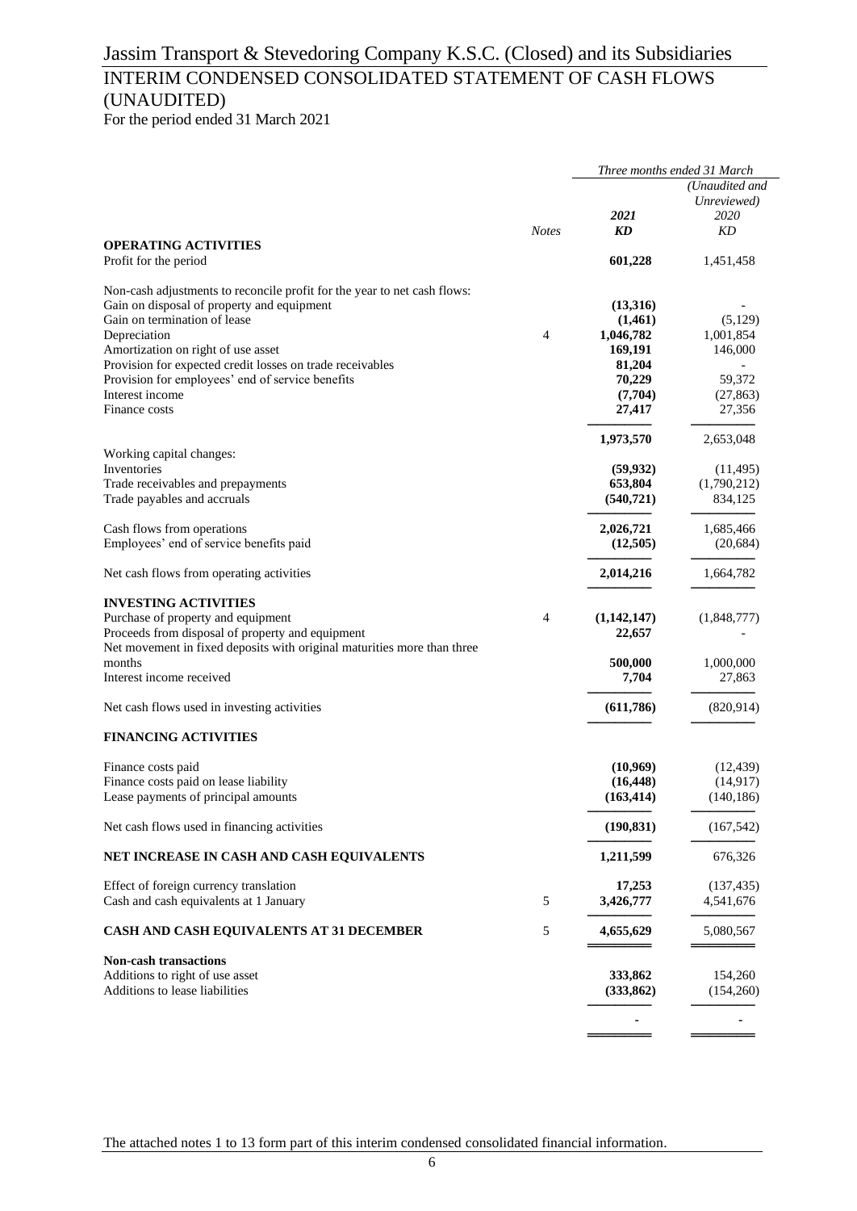# Jassim Transport & Stevedoring Company K.S.C. (Closed) and its Subsidiaries

## INTERIM CONDENSED CONSOLIDATED STATEMENT OF CASH FLOWS (UNAUDITED)

For the period ended 31 March 2021

| | | *Three months ended 31 March* | |
|---|---|---|---|
| | | | *(Unaudited and Unreviewed)* |
| | *Notes* | ***2021*** ***KD*** | *2020* *KD* |
| **OPERATING ACTIVITIES** | | | |
| Profit for the period | | **601,228** | 1,451,458 |
| Non-cash adjustments to reconcile profit for the year to net cash flows: | | | |
| Gain on disposal of property and equipment | | **(13,316)** | - |
| Gain on termination of lease | | **(1,461)** | (5,129) |
| Depreciation | 4 | **1,046,782** | 1,001,854 |
| Amortization on right of use asset | | **169,191** | 146,000 |
| Provision for expected credit losses on trade receivables | | **81,204** | - |
| Provision for employees' end of service benefits | | **70,229** | 59,372 |
| Interest income | | **(7,704)** | (27,863) |
| Finance costs | | **27,417** | 27,356 |
| | | **1,973,570** | 2,653,048 |
| Working capital changes: | | | |
| Inventories | | **(59,932)** | (11,495) |
| Trade receivables and prepayments | | **653,804** | (1,790,212) |
| Trade payables and accruals | | **(540,721)** | 834,125 |
| Cash flows from operations | | **2,026,721** | 1,685,466 |
| Employees' end of service benefits paid | | **(12,505)** | (20,684) |
| Net cash flows from operating activities | | **2,014,216** | 1,664,782 |
| **INVESTING ACTIVITIES** | | | |
| Purchase of property and equipment | 4 | **(1,142,147)** | (1,848,777) |
| Proceeds from disposal of property and equipment | | **22,657** | - |
| Net movement in fixed deposits with original maturities more than three months | | **500,000** | 1,000,000 |
| Interest income received | | **7,704** | 27,863 |
| Net cash flows used in investing activities | | **(611,786)** | (820,914) |
| **FINANCING ACTIVITIES** | | | |
| Finance costs paid | | **(10,969)** | (12,439) |
| Finance costs paid on lease liability | | **(16,448)** | (14,917) |
| Lease payments of principal amounts | | **(163,414)** | (140,186) |
| Net cash flows used in financing activities | | **(190,831)** | (167,542) |
| **NET INCREASE IN CASH AND CASH EQUIVALENTS** | | **1,211,599** | 676,326 |
| Effect of foreign currency translation | | **17,253** | (137,435) |
| Cash and cash equivalents at 1 January | 5 | **3,426,777** | 4,541,676 |
| **CASH AND CASH EQUIVALENTS AT 31 DECEMBER** | 5 | **4,655,629** | 5,080,567 |
| **Non-cash transactions** | | | |
| Additions to right of use asset | | **333,862** | 154,260 |
| Additions to lease liabilities | | **(333,862)** | (154,260) |
| | | **-** | - |

The attached notes 1 to 13 form part of this interim condensed consolidated financial information.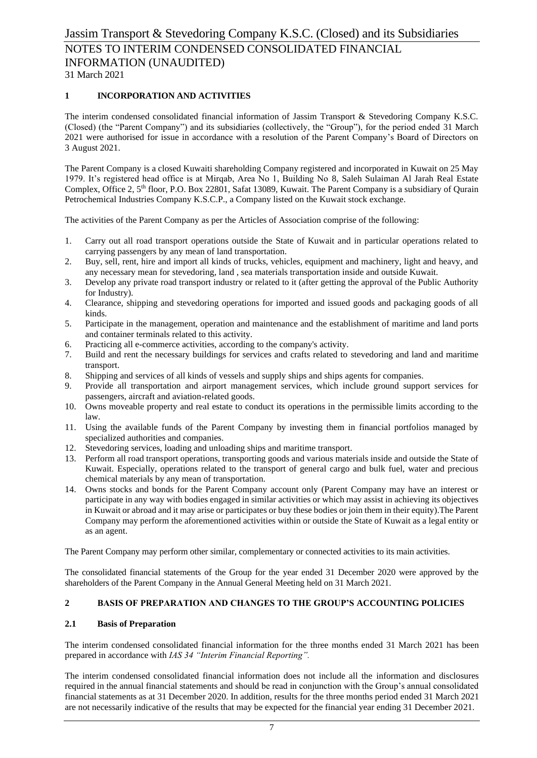## 1 INCORPORATION AND ACTIVITIES

The interim condensed consolidated financial information of Jassim Transport & Stevedoring Company K.S.C. (Closed) (the "Parent Company") and its subsidiaries (collectively, the "Group"), for the period ended 31 March 2021 were authorised for issue in accordance with a resolution of the Parent Company's Board of Directors on 3 August 2021.

The Parent Company is a closed Kuwaiti shareholding Company registered and incorporated in Kuwait on 25 May 1979. It's registered head office is at Mirqab, Area No 1, Building No 8, Saleh Sulaiman Al Jarah Real Estate Complex, Office 2, 5th floor, P.O. Box 22801, Safat 13089, Kuwait. The Parent Company is a subsidiary of Qurain Petrochemical Industries Company K.S.C.P., a Company listed on the Kuwait stock exchange.

The activities of the Parent Company as per the Articles of Association comprise of the following:

1. Carry out all road transport operations outside the State of Kuwait and in particular operations related to carrying passengers by any mean of land transportation.
2. Buy, sell, rent, hire and import all kinds of trucks, vehicles, equipment and machinery, light and heavy, and any necessary mean for stevedoring, land , sea materials transportation inside and outside Kuwait.
3. Develop any private road transport industry or related to it (after getting the approval of the Public Authority for Industry).
4. Clearance, shipping and stevedoring operations for imported and issued goods and packaging goods of all kinds.
5. Participate in the management, operation and maintenance and the establishment of maritime and land ports and container terminals related to this activity.
6. Practicing all e-commerce activities, according to the company's activity.
7. Build and rent the necessary buildings for services and crafts related to stevedoring and land and maritime transport.
8. Shipping and services of all kinds of vessels and supply ships and ships agents for companies.
9. Provide all transportation and airport management services, which include ground support services for passengers, aircraft and aviation-related goods.
10. Owns moveable property and real estate to conduct its operations in the permissible limits according to the law.
11. Using the available funds of the Parent Company by investing them in financial portfolios managed by specialized authorities and companies.
12. Stevedoring services, loading and unloading ships and maritime transport.
13. Perform all road transport operations, transporting goods and various materials inside and outside the State of Kuwait. Especially, operations related to the transport of general cargo and bulk fuel, water and precious chemical materials by any mean of transportation.
14. Owns stocks and bonds for the Parent Company account only (Parent Company may have an interest or participate in any way with bodies engaged in similar activities or which may assist in achieving its objectives in Kuwait or abroad and it may arise or participates or buy these bodies or join them in their equity).The Parent Company may perform the aforementioned activities within or outside the State of Kuwait as a legal entity or as an agent.

The Parent Company may perform other similar, complementary or connected activities to its main activities.

The consolidated financial statements of the Group for the year ended 31 December 2020 were approved by the shareholders of the Parent Company in the Annual General Meeting held on 31 March 2021.

## 2 BASIS OF PREPARATION AND CHANGES TO THE GROUP'S ACCOUNTING POLICIES

### 2.1 Basis of Preparation

The interim condensed consolidated financial information for the three months ended 31 March 2021 has been prepared in accordance with *IAS 34 "Interim Financial Reporting".*

The interim condensed consolidated financial information does not include all the information and disclosures required in the annual financial statements and should be read in conjunction with the Group's annual consolidated financial statements as at 31 December 2020. In addition, results for the three months period ended 31 March 2021 are not necessarily indicative of the results that may be expected for the financial year ending 31 December 2021.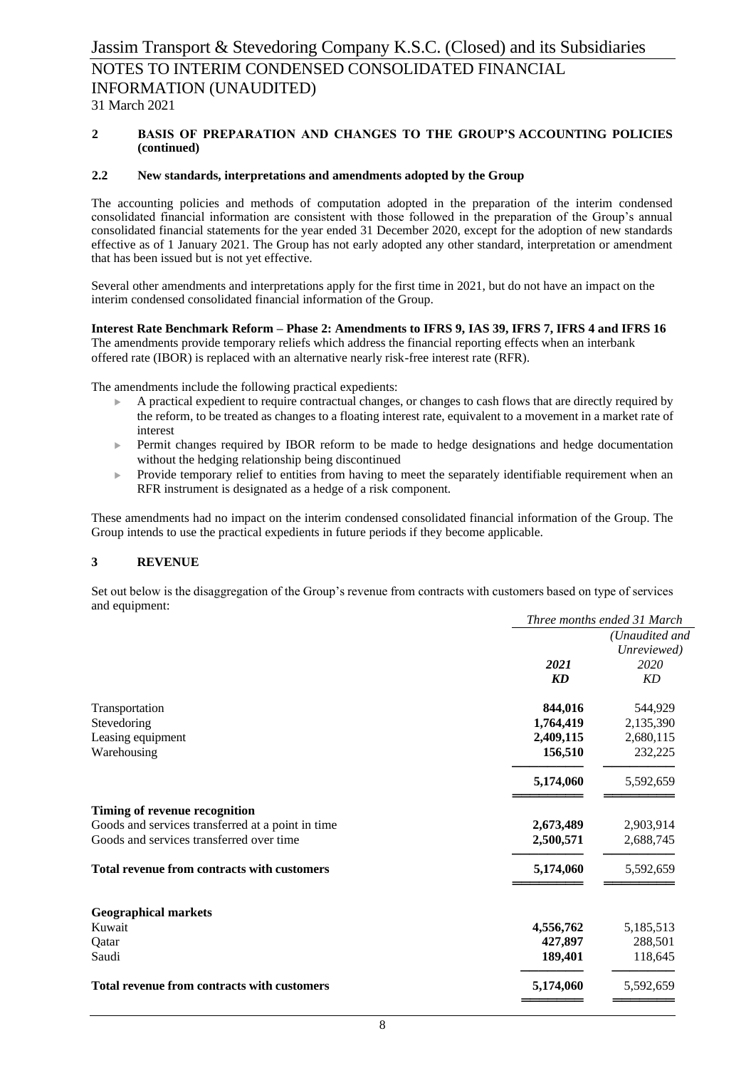## 2 BASIS OF PREPARATION AND CHANGES TO THE GROUP'S ACCOUNTING POLICIES (continued)

### 2.2 New standards, interpretations and amendments adopted by the Group

The accounting policies and methods of computation adopted in the preparation of the interim condensed consolidated financial information are consistent with those followed in the preparation of the Group's annual consolidated financial statements for the year ended 31 December 2020, except for the adoption of new standards effective as of 1 January 2021. The Group has not early adopted any other standard, interpretation or amendment that has been issued but is not yet effective.

Several other amendments and interpretations apply for the first time in 2021, but do not have an impact on the interim condensed consolidated financial information of the Group.

**Interest Rate Benchmark Reform – Phase 2: Amendments to IFRS 9, IAS 39, IFRS 7, IFRS 4 and IFRS 16**
The amendments provide temporary reliefs which address the financial reporting effects when an interbank offered rate (IBOR) is replaced with an alternative nearly risk-free interest rate (RFR).

The amendments include the following practical expedients:

- A practical expedient to require contractual changes, or changes to cash flows that are directly required by the reform, to be treated as changes to a floating interest rate, equivalent to a movement in a market rate of interest
- Permit changes required by IBOR reform to be made to hedge designations and hedge documentation without the hedging relationship being discontinued
- Provide temporary relief to entities from having to meet the separately identifiable requirement when an RFR instrument is designated as a hedge of a risk component.

These amendments had no impact on the interim condensed consolidated financial information of the Group. The Group intends to use the practical expedients in future periods if they become applicable.

## 3 REVENUE

Set out below is the disaggregation of the Group's revenue from contracts with customers based on type of services and equipment:

| | *Three months ended 31 March* | |
|---|---|---|
| | | *(Unaudited and Unreviewed)* |
| | ***2021*** | *2020* |
| | ***KD*** | *KD* |
| Transportation | **844,016** | 544,929 |
| Stevedoring | **1,764,419** | 2,135,390 |
| Leasing equipment | **2,409,115** | 2,680,115 |
| Warehousing | **156,510** | 232,225 |
| | **5,174,060** | 5,592,659 |
| **Timing of revenue recognition** | | |
| Goods and services transferred at a point in time | **2,673,489** | 2,903,914 |
| Goods and services transferred over time | **2,500,571** | 2,688,745 |
| **Total revenue from contracts with customers** | **5,174,060** | 5,592,659 |
| **Geographical markets** | | |
| Kuwait | **4,556,762** | 5,185,513 |
| Qatar | **427,897** | 288,501 |
| Saudi | **189,401** | 118,645 |
| **Total revenue from contracts with customers** | **5,174,060** | 5,592,659 |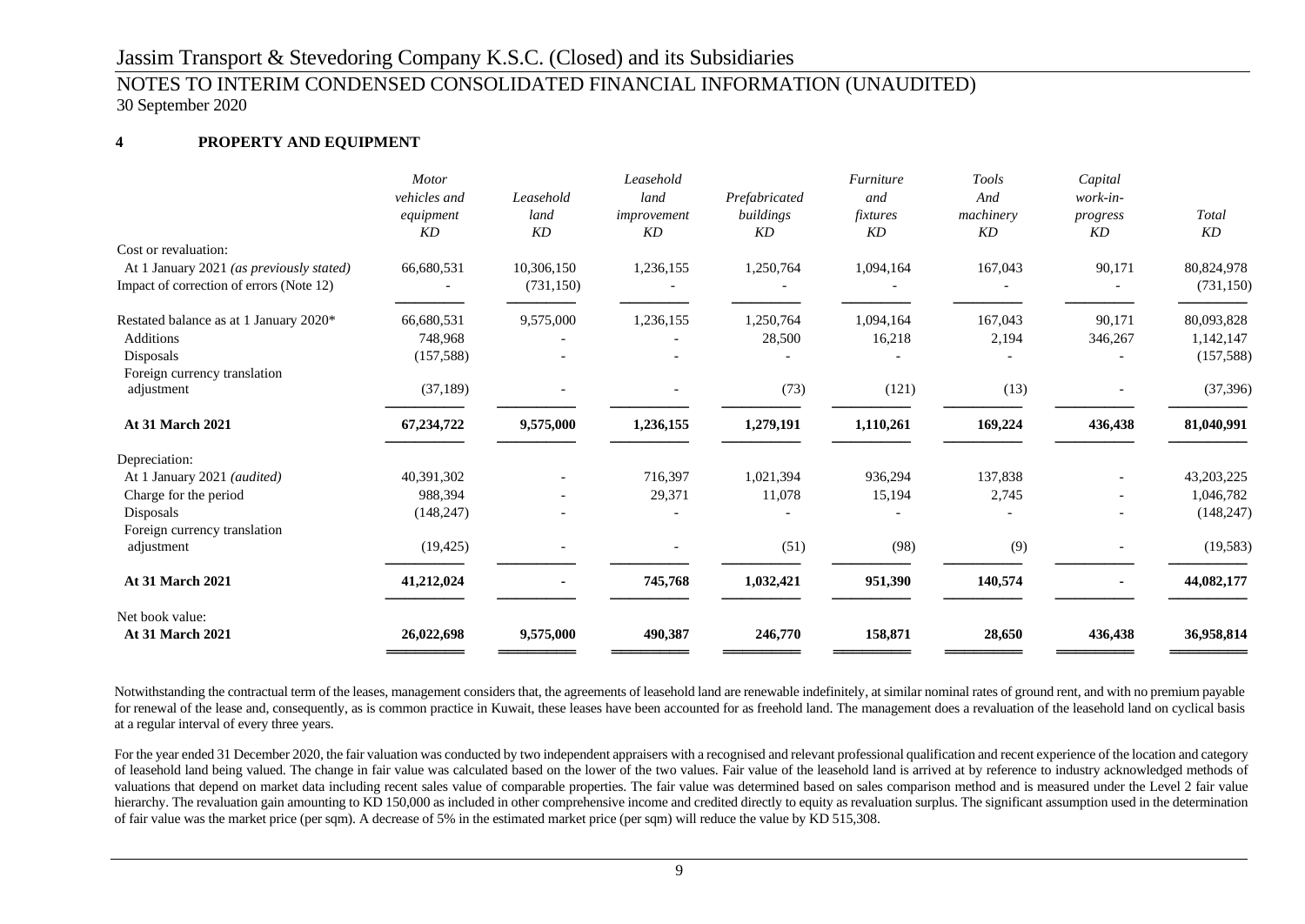# Jassim Transport & Stevedoring Company K.S.C. (Closed) and its Subsidiaries

## NOTES TO INTERIM CONDENSED CONSOLIDATED FINANCIAL INFORMATION (UNAUDITED)

30 September 2020

### 4 PROPERTY AND EQUIPMENT

| | *Motor vehicles and equipment KD* | *Leasehold land KD* | *Leasehold land improvement KD* | *Prefabricated buildings KD* | *Furniture and fixtures KD* | *Tools And machinery KD* | *Capital work-in-progress KD* | *Total KD* |
|---|---|---|---|---|---|---|---|---|
| Cost or revaluation: | | | | | | | | |
| At 1 January 2021 *(as previously stated)* | 66,680,531 | 10,306,150 | 1,236,155 | 1,250,764 | 1,094,164 | 167,043 | 90,171 | 80,824,978 |
| Impact of correction of errors (Note 12) | - | (731,150) | - | - | - | - | - | (731,150) |
| Restated balance as at 1 January 2020* | 66,680,531 | 9,575,000 | 1,236,155 | 1,250,764 | 1,094,164 | 167,043 | 90,171 | 80,093,828 |
| Additions | 748,968 | - | - | 28,500 | 16,218 | 2,194 | 346,267 | 1,142,147 |
| Disposals | (157,588) | - | - | - | - | - | - | (157,588) |
| Foreign currency translation adjustment | (37,189) | - | - | (73) | (121) | (13) | - | (37,396) |
| **At 31 March 2021** | **67,234,722** | **9,575,000** | **1,236,155** | **1,279,191** | **1,110,261** | **169,224** | **436,438** | **81,040,991** |
| Depreciation: | | | | | | | | |
| At 1 January 2021 *(audited)* | 40,391,302 | - | 716,397 | 1,021,394 | 936,294 | 137,838 | - | 43,203,225 |
| Charge for the period | 988,394 | - | 29,371 | 11,078 | 15,194 | 2,745 | - | 1,046,782 |
| Disposals | (148,247) | - | - | - | - | - | - | (148,247) |
| Foreign currency translation adjustment | (19,425) | - | - | (51) | (98) | (9) | - | (19,583) |
| **At 31 March 2021** | **41,212,024** | **-** | **745,768** | **1,032,421** | **951,390** | **140,574** | **-** | **44,082,177** |
| Net book value: | | | | | | | | |
| **At 31 March 2021** | **26,022,698** | **9,575,000** | **490,387** | **246,770** | **158,871** | **28,650** | **436,438** | **36,958,814** |

Notwithstanding the contractual term of the leases, management considers that, the agreements of leasehold land are renewable indefinitely, at similar nominal rates of ground rent, and with no premium payable for renewal of the lease and, consequently, as is common practice in Kuwait, these leases have been accounted for as freehold land. The management does a revaluation of the leasehold land on cyclical basis at a regular interval of every three years.

For the year ended 31 December 2020, the fair valuation was conducted by two independent appraisers with a recognised and relevant professional qualification and recent experience of the location and category of leasehold land being valued. The change in fair value was calculated based on the lower of the two values. Fair value of the leasehold land is arrived at by reference to industry acknowledged methods of valuations that depend on market data including recent sales value of comparable properties. The fair value was determined based on sales comparison method and is measured under the Level 2 fair value hierarchy. The revaluation gain amounting to KD 150,000 as included in other comprehensive income and credited directly to equity as revaluation surplus. The significant assumption used in the determination of fair value was the market price (per sqm). A decrease of 5% in the estimated market price (per sqm) will reduce the value by KD 515,308.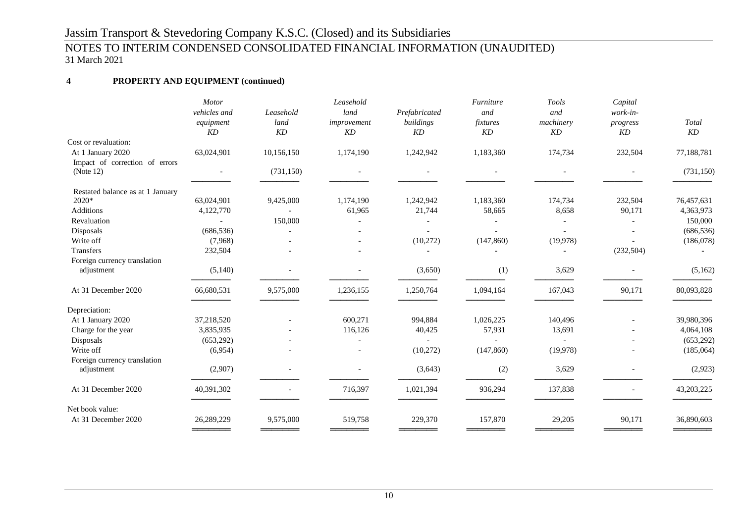NOTES TO INTERIM CONDENSED CONSOLIDATED FINANCIAL INFORMATION (UNAUDITED)
31 March 2021

**4 PROPERTY AND EQUIPMENT (continued)**

| | *Motor vehicles and equipment* *KD* | *Leasehold land* *KD* | *Leasehold land improvement* *KD* | *Prefabricated buildings* *KD* | *Furniture and fixtures* *KD* | *Tools and machinery* *KD* | *Capital work-in-progress* *KD* | *Total* *KD* |
|---|---|---|---|---|---|---|---|---|
| Cost or revaluation: | | | | | | | | |
| At 1 January 2020 | 63,024,901 | 10,156,150 | 1,174,190 | 1,242,942 | 1,183,360 | 174,734 | 232,504 | 77,188,781 |
| Impact of correction of errors (Note 12) | - | (731,150) | - | - | - | - | - | (731,150) |
| Restated balance as at 1 January 2020* | 63,024,901 | 9,425,000 | 1,174,190 | 1,242,942 | 1,183,360 | 174,734 | 232,504 | 76,457,631 |
| Additions | 4,122,770 | - | 61,965 | 21,744 | 58,665 | 8,658 | 90,171 | 4,363,973 |
| Revaluation | - | 150,000 | - | - | - | - | - | 150,000 |
| Disposals | (686,536) | - | - | - | - | - | - | (686,536) |
| Write off | (7,968) | - | - | (10,272) | (147,860) | (19,978) | - | (186,078) |
| Transfers | 232,504 | - | - | - | - | - | (232,504) | - |
| Foreign currency translation adjustment | (5,140) | - | - | (3,650) | (1) | 3,629 | - | (5,162) |
| At 31 December 2020 | 66,680,531 | 9,575,000 | 1,236,155 | 1,250,764 | 1,094,164 | 167,043 | 90,171 | 80,093,828 |
| Depreciation: | | | | | | | | |
| At 1 January 2020 | 37,218,520 | - | 600,271 | 994,884 | 1,026,225 | 140,496 | - | 39,980,396 |
| Charge for the year | 3,835,935 | - | 116,126 | 40,425 | 57,931 | 13,691 | - | 4,064,108 |
| Disposals | (653,292) | - | - | - | - | - | - | (653,292) |
| Write off | (6,954) | - | - | (10,272) | (147,860) | (19,978) | - | (185,064) |
| Foreign currency translation adjustment | (2,907) | - | - | (3,643) | (2) | 3,629 | - | (2,923) |
| At 31 December 2020 | 40,391,302 | - | 716,397 | 1,021,394 | 936,294 | 137,838 | - | 43,203,225 |
| Net book value: | | | | | | | | |
| At 31 December 2020 | 26,289,229 | 9,575,000 | 519,758 | 229,370 | 157,870 | 29,205 | 90,171 | 36,890,603 |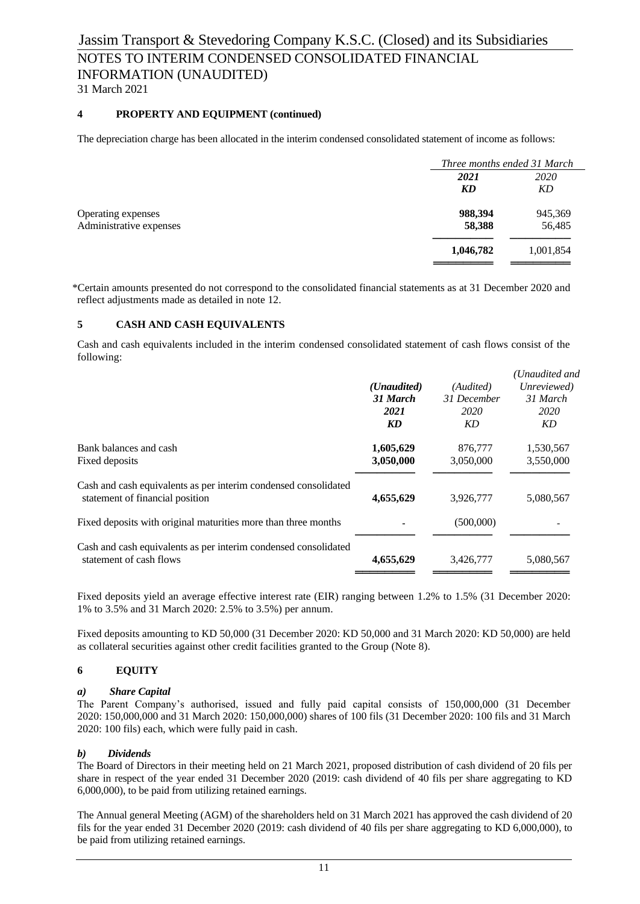## 4 PROPERTY AND EQUIPMENT (continued)

The depreciation charge has been allocated in the interim condensed consolidated statement of income as follows:

| | *Three months ended 31 March* | |
|---|---|---|
| | ***2021*** | *2020* |
| | ***KD*** | *KD* |
| Operating expenses | **988,394** | 945,369 |
| Administrative expenses | **58,388** | 56,485 |
| | **1,046,782** | 1,001,854 |

*Certain amounts presented do not correspond to the consolidated financial statements as at 31 December 2020 and reflect adjustments made as detailed in note 12.

## 5 CASH AND CASH EQUIVALENTS

Cash and cash equivalents included in the interim condensed consolidated statement of cash flows consist of the following:

| | ***(Unaudited)*** | *(Audited)* | *(Unaudited and Unreviewed)* |
|---|---|---|---|
| | ***31 March 2021*** | *31 December 2020* | *31 March 2020* |
| | ***KD*** | *KD* | *KD* |
| Bank balances and cash | **1,605,629** | 876,777 | 1,530,567 |
| Fixed deposits | **3,050,000** | 3,050,000 | 3,550,000 |
| Cash and cash equivalents as per interim condensed consolidated statement of financial position | **4,655,629** | 3,926,777 | 5,080,567 |
| Fixed deposits with original maturities more than three months | **-** | (500,000) | - |
| Cash and cash equivalents as per interim condensed consolidated statement of cash flows | **4,655,629** | 3,426,777 | 5,080,567 |

Fixed deposits yield an average effective interest rate (EIR) ranging between 1.2% to 1.5% (31 December 2020: 1% to 3.5% and 31 March 2020: 2.5% to 3.5%) per annum.

Fixed deposits amounting to KD 50,000 (31 December 2020: KD 50,000 and 31 March 2020: KD 50,000) are held as collateral securities against other credit facilities granted to the Group (Note 8).

## 6 EQUITY

### *a) Share Capital*

The Parent Company's authorised, issued and fully paid capital consists of 150,000,000 (31 December 2020: 150,000,000 and 31 March 2020: 150,000,000) shares of 100 fils (31 December 2020: 100 fils and 31 March 2020: 100 fils) each, which were fully paid in cash.

### *b) Dividends*

The Board of Directors in their meeting held on 21 March 2021, proposed distribution of cash dividend of 20 fils per share in respect of the year ended 31 December 2020 (2019: cash dividend of 40 fils per share aggregating to KD 6,000,000), to be paid from utilizing retained earnings.

The Annual general Meeting (AGM) of the shareholders held on 31 March 2021 has approved the cash dividend of 20 fils for the year ended 31 December 2020 (2019: cash dividend of 40 fils per share aggregating to KD 6,000,000), to be paid from utilizing retained earnings.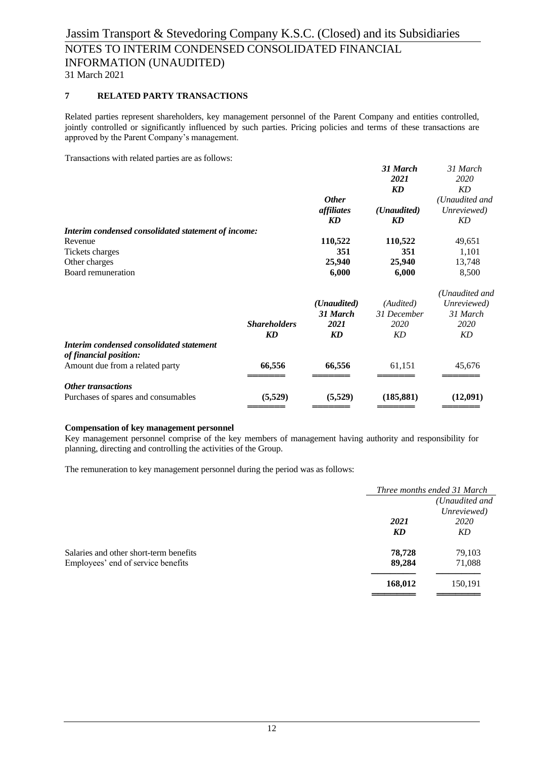## 7 RELATED PARTY TRANSACTIONS

Related parties represent shareholders, key management personnel of the Parent Company and entities controlled, jointly controlled or significantly influenced by such parties. Pricing policies and terms of these transactions are approved by the Parent Company's management.

Transactions with related parties are as follows:

| | *Other affiliates* *KD* | ***31 March 2021*** ***KD*** *(Unaudited)* *KD* | *31 March 2020* *KD* *(Unaudited and Unreviewed)* *KD* |
|---|---|---|---|
| ***Interim condensed consolidated statement of income:*** | | | |
| Revenue | **110,522** | **110,522** | 49,651 |
| Tickets charges | **351** | **351** | 1,101 |
| Other charges | **25,940** | **25,940** | 13,748 |
| Board remuneration | **6,000** | **6,000** | 8,500 |

| | ***Shareholders*** ***KD*** | ***(Unaudited)*** ***31 March 2021*** ***KD*** | *(Audited)* *31 December 2020* *KD* | *(Unaudited and Unreviewed)* *31 March 2020* *KD* |
|---|---|---|---|---|
| ***Interim condensed consolidated statement of financial position:*** | | | | |
| Amount due from a related party | **66,556** | **66,556** | 61,151 | 45,676 |
| ***Other transactions*** | | | | |
| Purchases of spares and consumables | **(5,529)** | **(5,529)** | **(185,881)** | **(12,091)** |

**Compensation of key management personnel**

Key management personnel comprise of the key members of management having authority and responsibility for planning, directing and controlling the activities of the Group.

The remuneration to key management personnel during the period was as follows:

| | *Three months ended 31 March* | |
|---|---|---|
| | ***2021*** ***KD*** | *(Unaudited and Unreviewed)* *2020* *KD* |
| Salaries and other short-term benefits | **78,728** | 79,103 |
| Employees' end of service benefits | **89,284** | 71,088 |
| | **168,012** | 150,191 |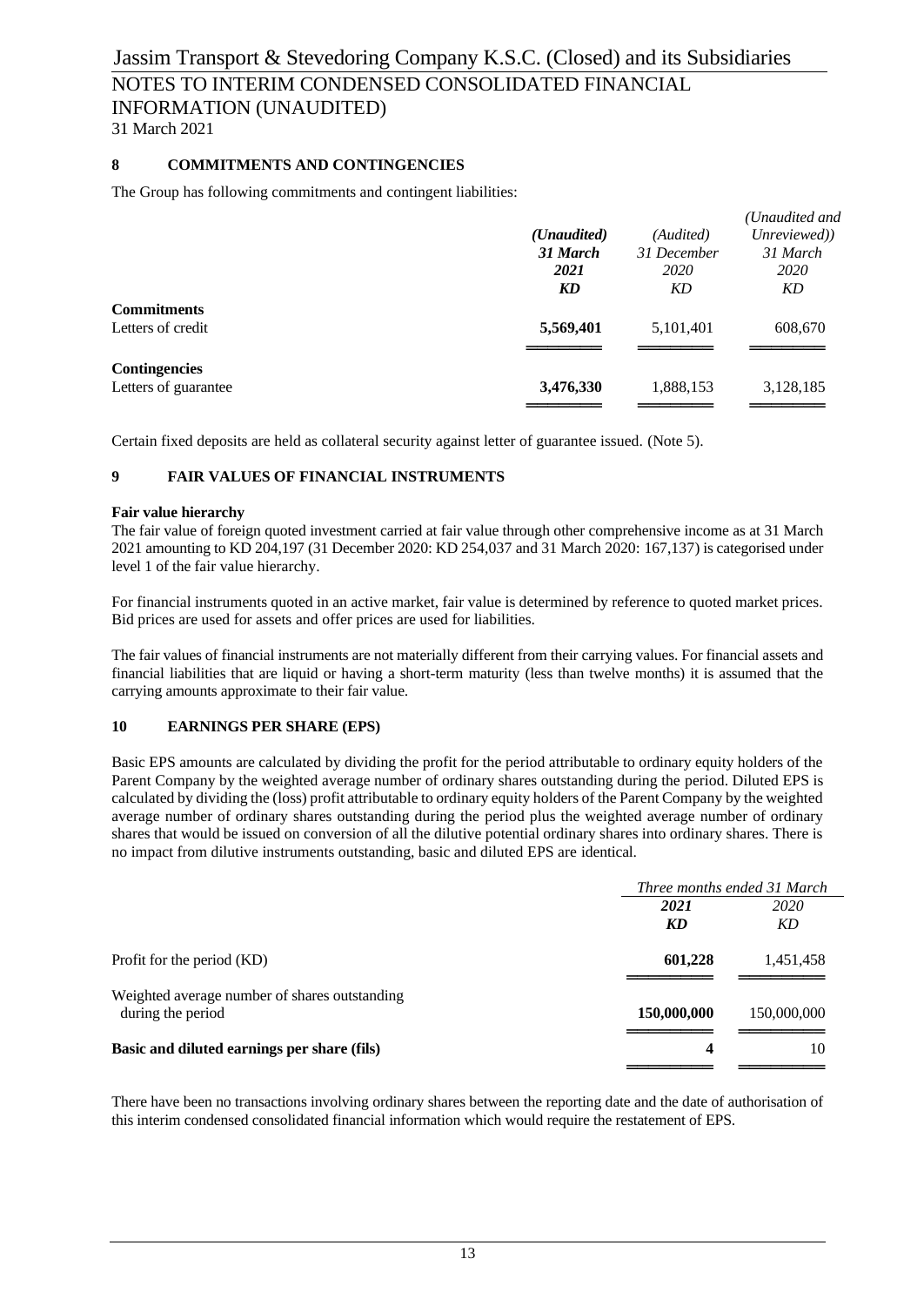## 8 COMMITMENTS AND CONTINGENCIES

The Group has following commitments and contingent liabilities:

| | *(Unaudited)* ***31 March 2021*** ***KD*** | *(Audited) 31 December 2020 KD* | *(Unaudited and Unreviewed)) 31 March 2020 KD* |
|---|---|---|---|
| **Commitments** | | | |
| Letters of credit | **5,569,401** | 5,101,401 | 608,670 |
| **Contingencies** | | | |
| Letters of guarantee | **3,476,330** | 1,888,153 | 3,128,185 |

Certain fixed deposits are held as collateral security against letter of guarantee issued. (Note 5).

## 9 FAIR VALUES OF FINANCIAL INSTRUMENTS

**Fair value hierarchy**

The fair value of foreign quoted investment carried at fair value through other comprehensive income as at 31 March 2021 amounting to KD 204,197 (31 December 2020: KD 254,037 and 31 March 2020: 167,137) is categorised under level 1 of the fair value hierarchy.

For financial instruments quoted in an active market, fair value is determined by reference to quoted market prices. Bid prices are used for assets and offer prices are used for liabilities.

The fair values of financial instruments are not materially different from their carrying values. For financial assets and financial liabilities that are liquid or having a short-term maturity (less than twelve months) it is assumed that the carrying amounts approximate to their fair value.

## 10 EARNINGS PER SHARE (EPS)

Basic EPS amounts are calculated by dividing the profit for the period attributable to ordinary equity holders of the Parent Company by the weighted average number of ordinary shares outstanding during the period. Diluted EPS is calculated by dividing the (loss) profit attributable to ordinary equity holders of the Parent Company by the weighted average number of ordinary shares outstanding during the period plus the weighted average number of ordinary shares that would be issued on conversion of all the dilutive potential ordinary shares into ordinary shares. There is no impact from dilutive instruments outstanding, basic and diluted EPS are identical.

| | *Three months ended 31 March* | |
|---|---|---|
| | ***2021*** ***KD*** | *2020* *KD* |
| Profit for the period (KD) | **601,228** | 1,451,458 |
| Weighted average number of shares outstanding during the period | **150,000,000** | 150,000,000 |
| **Basic and diluted earnings per share (fils)** | **4** | 10 |

There have been no transactions involving ordinary shares between the reporting date and the date of authorisation of this interim condensed consolidated financial information which would require the restatement of EPS.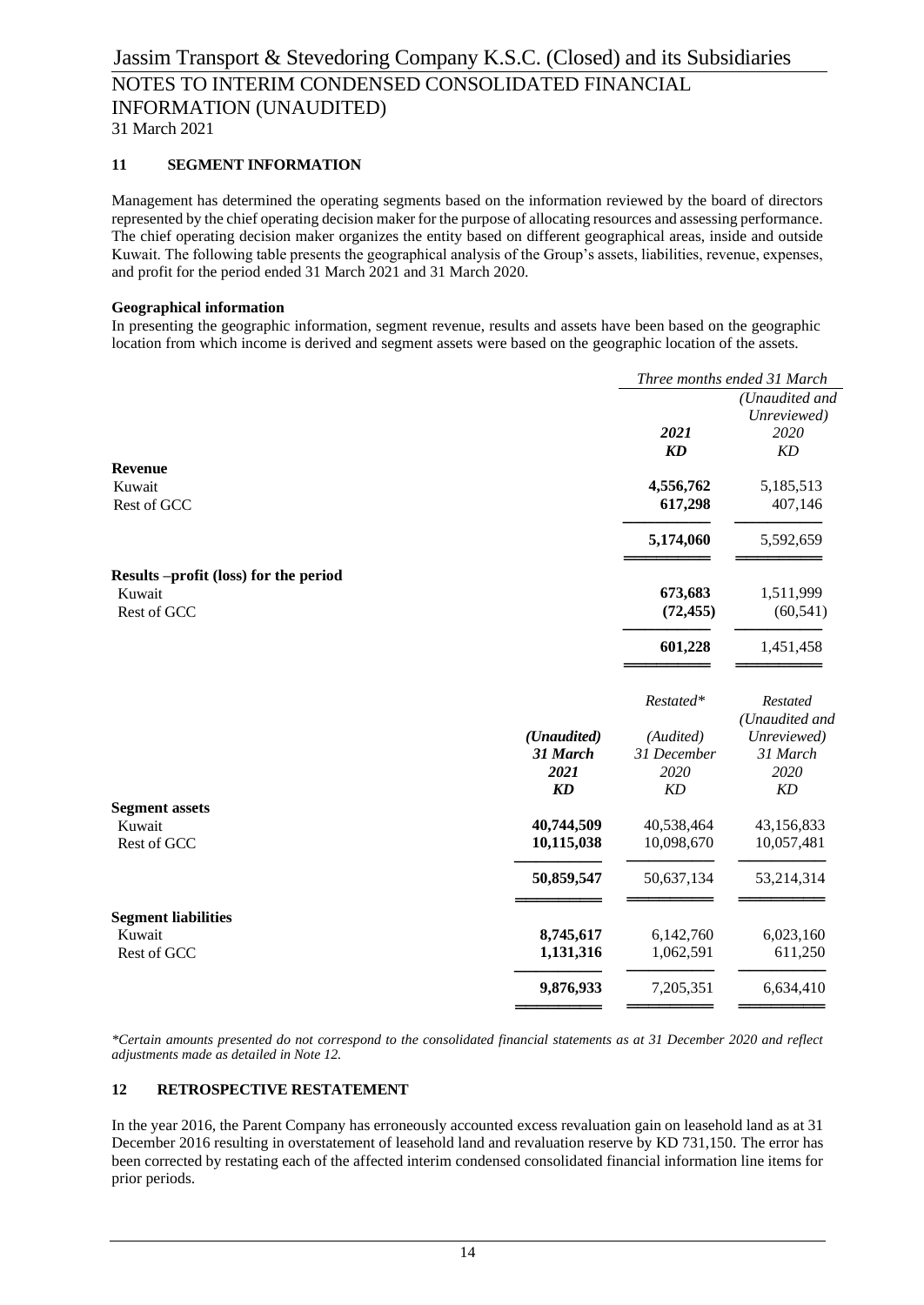## 11 SEGMENT INFORMATION

Management has determined the operating segments based on the information reviewed by the board of directors represented by the chief operating decision maker for the purpose of allocating resources and assessing performance. The chief operating decision maker organizes the entity based on different geographical areas, inside and outside Kuwait. The following table presents the geographical analysis of the Group's assets, liabilities, revenue, expenses, and profit for the period ended 31 March 2021 and 31 March 2020.

**Geographical information**

In presenting the geographic information, segment revenue, results and assets have been based on the geographic location from which income is derived and segment assets were based on the geographic location of the assets.

| | Three months ended 31 March | |
|---|---|---|
| | | *(Unaudited and Unreviewed)* |
| | ***2021*** | *2020* |
| | ***KD*** | *KD* |
| **Revenue** | | |
| Kuwait | **4,556,762** | 5,185,513 |
| Rest of GCC | **617,298** | 407,146 |
| | **5,174,060** | 5,592,659 |
| **Results –profit (loss) for the period** | | |
| Kuwait | **673,683** | 1,511,999 |
| Rest of GCC | **(72,455)** | (60,541) |
| | **601,228** | 1,451,458 |

| | | *Restated\** | *Restated* |
|---|---|---|---|
| | ***(Unaudited)*** | *(Audited)* | *(Unaudited and Unreviewed)* |
| | ***31 March*** | *31 December* | *31 March* |
| | ***2021*** | *2020* | *2020* |
| | ***KD*** | *KD* | *KD* |
| **Segment assets** | | | |
| Kuwait | **40,744,509** | 40,538,464 | 43,156,833 |
| Rest of GCC | **10,115,038** | 10,098,670 | 10,057,481 |
| | **50,859,547** | 50,637,134 | 53,214,314 |
| **Segment liabilities** | | | |
| Kuwait | **8,745,617** | 6,142,760 | 6,023,160 |
| Rest of GCC | **1,131,316** | 1,062,591 | 611,250 |
| | **9,876,933** | 7,205,351 | 6,634,410 |

*\*Certain amounts presented do not correspond to the consolidated financial statements as at 31 December 2020 and reflect adjustments made as detailed in Note 12.*

## 12 RETROSPECTIVE RESTATEMENT

In the year 2016, the Parent Company has erroneously accounted excess revaluation gain on leasehold land as at 31 December 2016 resulting in overstatement of leasehold land and revaluation reserve by KD 731,150. The error has been corrected by restating each of the affected interim condensed consolidated financial information line items for prior periods.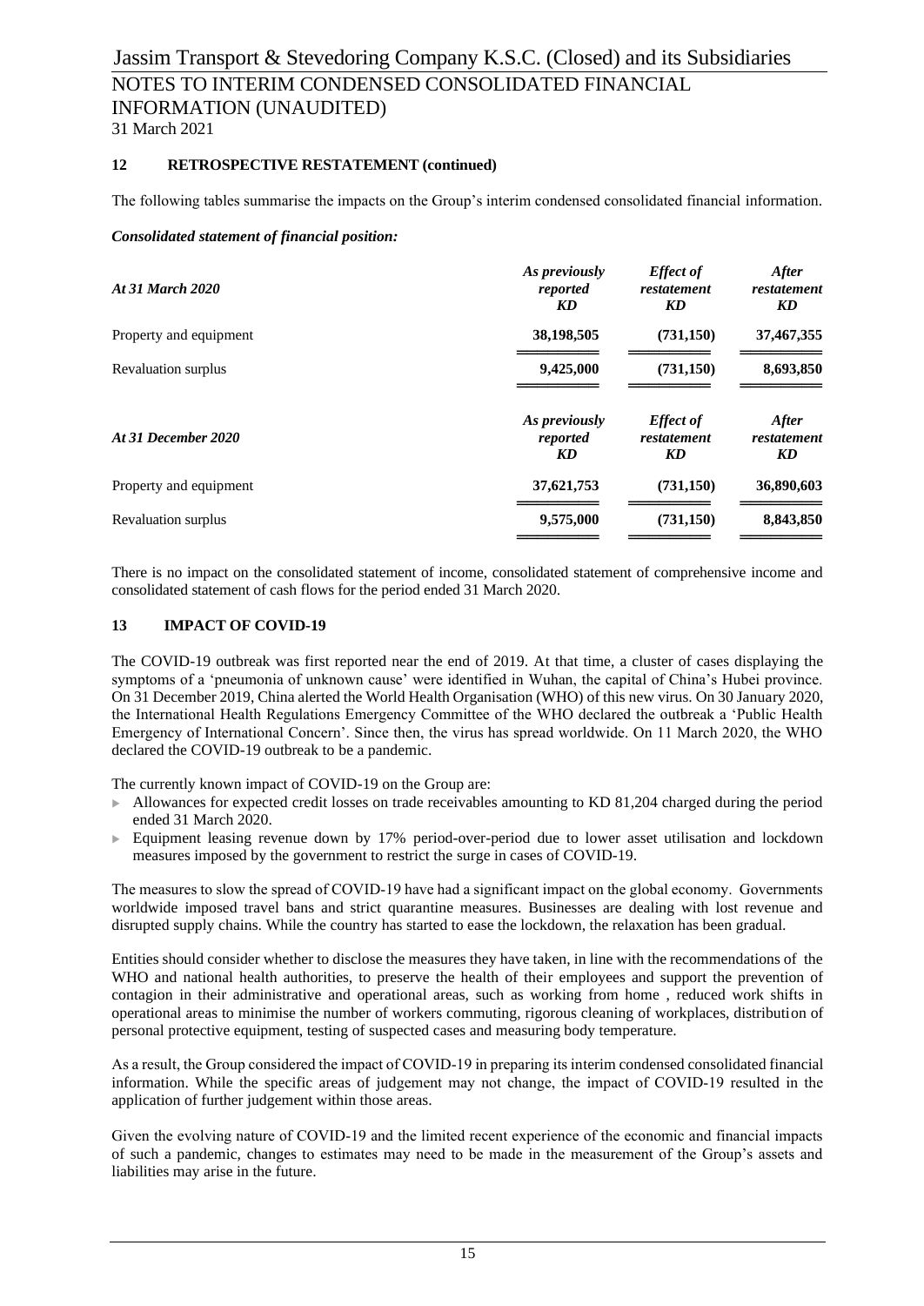## 12 RETROSPECTIVE RESTATEMENT (continued)

The following tables summarise the impacts on the Group's interim condensed consolidated financial information.

***Consolidated statement of financial position:***

| *At 31 March 2020* | *As previously reported KD* | *Effect of restatement KD* | *After restatement KD* |
|---|---|---|---|
| Property and equipment | **38,198,505** | **(731,150)** | **37,467,355** |
| Revaluation surplus | **9,425,000** | **(731,150)** | **8,693,850** |

| *At 31 December 2020* | *As previously reported KD* | *Effect of restatement KD* | *After restatement KD* |
|---|---|---|---|
| Property and equipment | **37,621,753** | **(731,150)** | **36,890,603** |
| Revaluation surplus | **9,575,000** | **(731,150)** | **8,843,850** |

There is no impact on the consolidated statement of income, consolidated statement of comprehensive income and consolidated statement of cash flows for the period ended 31 March 2020.

## 13 IMPACT OF COVID-19

The COVID-19 outbreak was first reported near the end of 2019. At that time, a cluster of cases displaying the symptoms of a 'pneumonia of unknown cause' were identified in Wuhan, the capital of China's Hubei province. On 31 December 2019, China alerted the World Health Organisation (WHO) of this new virus. On 30 January 2020, the International Health Regulations Emergency Committee of the WHO declared the outbreak a 'Public Health Emergency of International Concern'. Since then, the virus has spread worldwide. On 11 March 2020, the WHO declared the COVID-19 outbreak to be a pandemic.

The currently known impact of COVID-19 on the Group are:

- Allowances for expected credit losses on trade receivables amounting to KD 81,204 charged during the period ended 31 March 2020.
- Equipment leasing revenue down by 17% period-over-period due to lower asset utilisation and lockdown measures imposed by the government to restrict the surge in cases of COVID-19.

The measures to slow the spread of COVID-19 have had a significant impact on the global economy. Governments worldwide imposed travel bans and strict quarantine measures. Businesses are dealing with lost revenue and disrupted supply chains. While the country has started to ease the lockdown, the relaxation has been gradual.

Entities should consider whether to disclose the measures they have taken, in line with the recommendations of the WHO and national health authorities, to preserve the health of their employees and support the prevention of contagion in their administrative and operational areas, such as working from home , reduced work shifts in operational areas to minimise the number of workers commuting, rigorous cleaning of workplaces, distribution of personal protective equipment, testing of suspected cases and measuring body temperature.

As a result, the Group considered the impact of COVID-19 in preparing its interim condensed consolidated financial information. While the specific areas of judgement may not change, the impact of COVID-19 resulted in the application of further judgement within those areas.

Given the evolving nature of COVID-19 and the limited recent experience of the economic and financial impacts of such a pandemic, changes to estimates may need to be made in the measurement of the Group's assets and liabilities may arise in the future.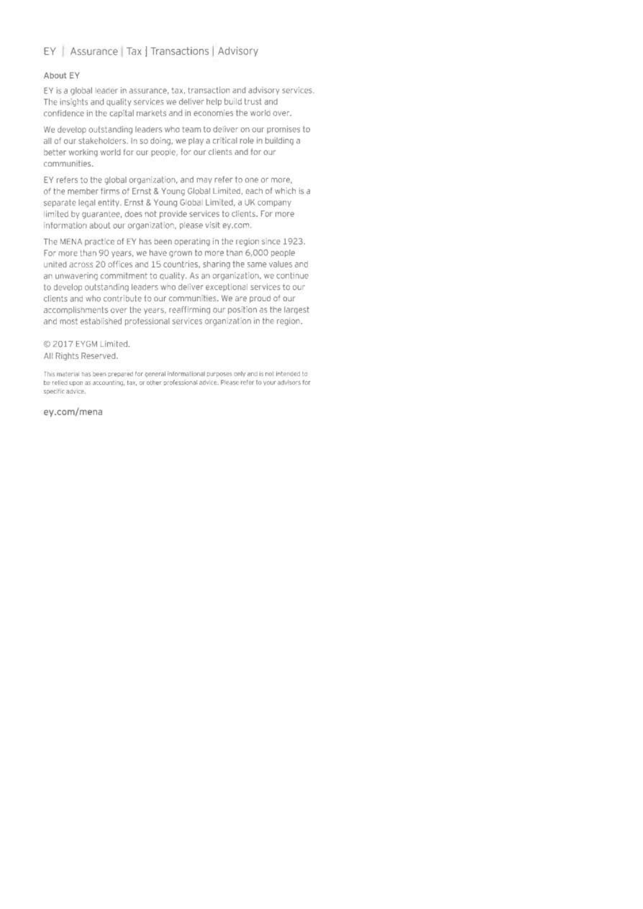EY | Assurance | Tax | Transactions | Advisory

## About EY

EY is a global leader in assurance, tax, transaction and advisory services. The insights and quality services we deliver help build trust and confidence in the capital markets and in economies the world over.

We develop outstanding leaders who team to deliver on our promises to all of our stakeholders. In so doing, we play a critical role in building a better working world for our people, for our clients and for our communities.

EY refers to the global organization, and may refer to one or more, of the member firms of Ernst & Young Global Limited, each of which is a separate legal entity. Ernst & Young Global Limited, a UK company limited by guarantee, does not provide services to clients. For more information about our organization, please visit ey.com.

The MENA practice of EY has been operating in the region since 1923. For more than 90 years, we have grown to more than 6,000 people united across 20 offices and 15 countries, sharing the same values and an unwavering commitment to quality. As an organization, we continue to develop outstanding leaders who deliver exceptional services to our clients and who contribute to our communities. We are proud of our accomplishments over the years, reaffirming our position as the largest and most established professional services organization in the region.

© 2017 EYGM Limited.
All Rights Reserved.

This material has been prepared for general informational purposes only and is not intended to be relied upon as accounting, tax, or other professional advice. Please refer to your advisors for specific advice.

ey.com/mena